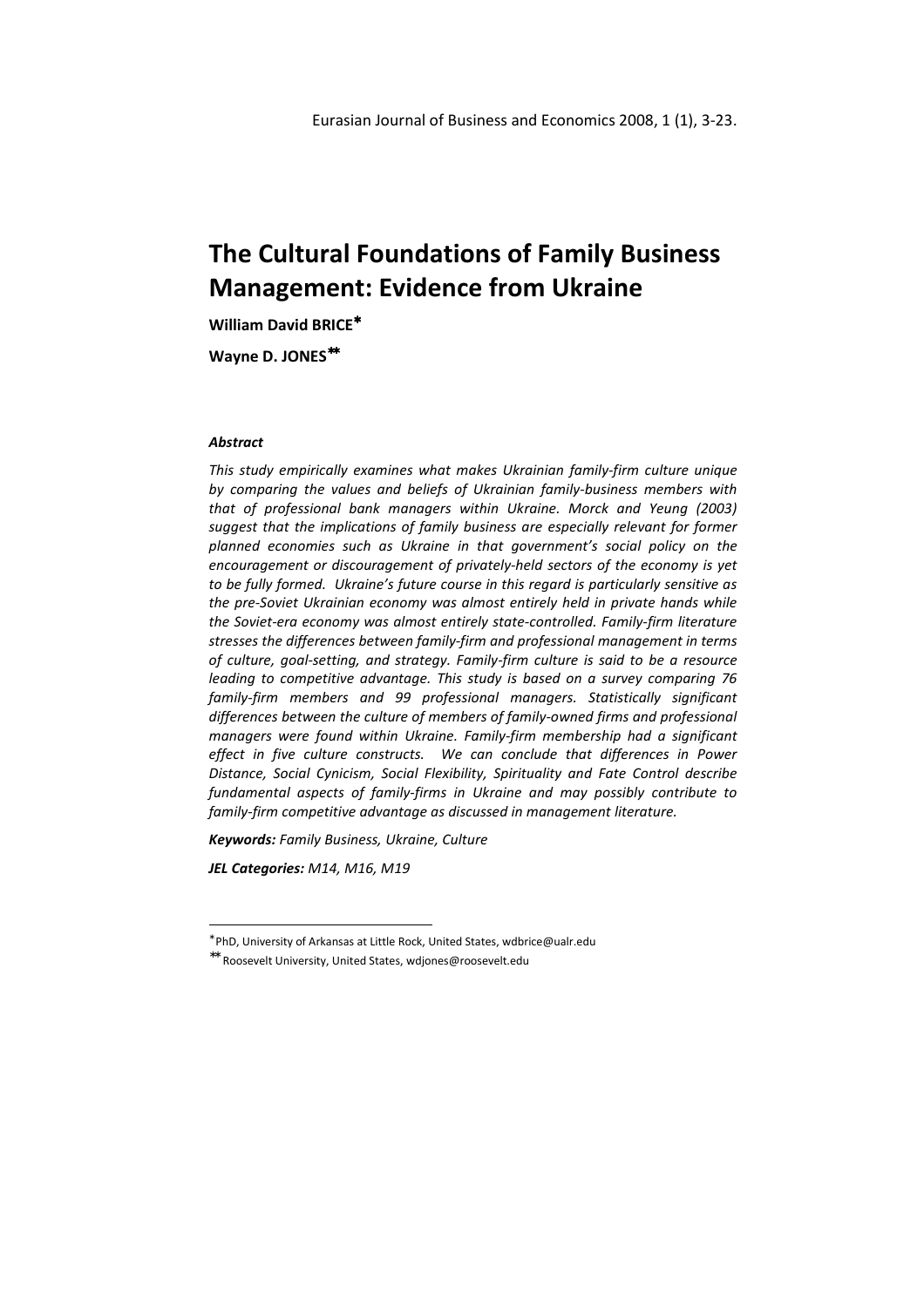# The Cultural Foundations of Family Business Management: Evidence from Ukraine

**William David BRICE**[*]

**Wayne D. JONES**[**]

***Abstract***

*This study empirically examines what makes Ukrainian family-firm culture unique by comparing the values and beliefs of Ukrainian family-business members with that of professional bank managers within Ukraine. Morck and Yeung (2003) suggest that the implications of family business are especially relevant for former planned economies such as Ukraine in that government's social policy on the encouragement or discouragement of privately-held sectors of the economy is yet to be fully formed. Ukraine's future course in this regard is particularly sensitive as the pre-Soviet Ukrainian economy was almost entirely held in private hands while the Soviet-era economy was almost entirely state-controlled. Family-firm literature stresses the differences between family-firm and professional management in terms of culture, goal-setting, and strategy. Family-firm culture is said to be a resource leading to competitive advantage. This study is based on a survey comparing 76 family-firm members and 99 professional managers. Statistically significant differences between the culture of members of family-owned firms and professional managers were found within Ukraine. Family-firm membership had a significant effect in five culture constructs. We can conclude that differences in Power Distance, Social Cynicism, Social Flexibility, Spirituality and Fate Control describe fundamental aspects of family-firms in Ukraine and may possibly contribute to family-firm competitive advantage as discussed in management literature.*

***Keywords:*** *Family Business, Ukraine, Culture*

***JEL Categories:*** *M14, M16, M19*

---

[*] PhD, University of Arkansas at Little Rock, United States, wdbrice@ualr.edu

[**] Roosevelt University, United States, wdjones@roosevelt.edu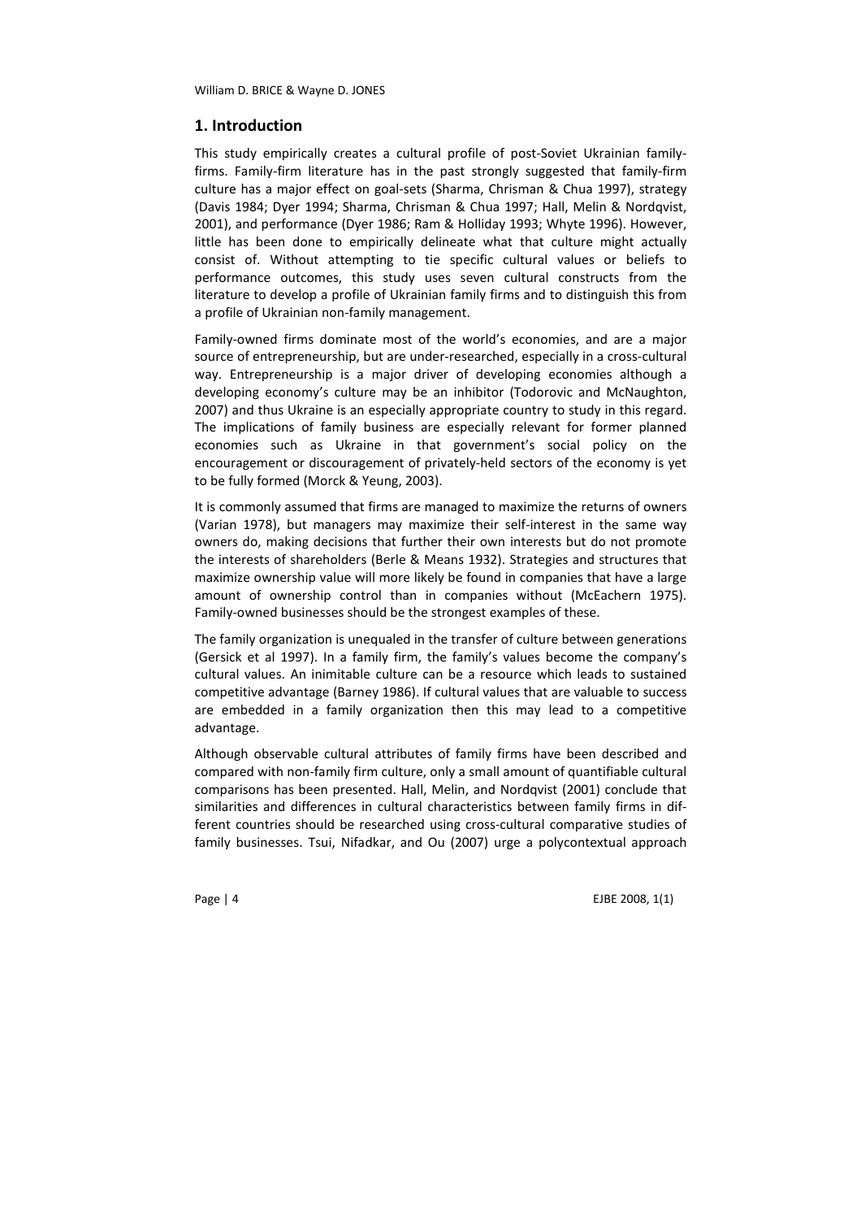## 1. Introduction

This study empirically creates a cultural profile of post-Soviet Ukrainian family-firms. Family-firm literature has in the past strongly suggested that family-firm culture has a major effect on goal-sets (Sharma, Chrisman & Chua 1997), strategy (Davis 1984; Dyer 1994; Sharma, Chrisman & Chua 1997; Hall, Melin & Nordqvist, 2001), and performance (Dyer 1986; Ram & Holliday 1993; Whyte 1996). However, little has been done to empirically delineate what that culture might actually consist of. Without attempting to tie specific cultural values or beliefs to performance outcomes, this study uses seven cultural constructs from the literature to develop a profile of Ukrainian family firms and to distinguish this from a profile of Ukrainian non-family management.

Family-owned firms dominate most of the world's economies, and are a major source of entrepreneurship, but are under-researched, especially in a cross-cultural way. Entrepreneurship is a major driver of developing economies although a developing economy's culture may be an inhibitor (Todorovic and McNaughton, 2007) and thus Ukraine is an especially appropriate country to study in this regard. The implications of family business are especially relevant for former planned economies such as Ukraine in that government's social policy on the encouragement or discouragement of privately-held sectors of the economy is yet to be fully formed (Morck & Yeung, 2003).

It is commonly assumed that firms are managed to maximize the returns of owners (Varian 1978), but managers may maximize their self-interest in the same way owners do, making decisions that further their own interests but do not promote the interests of shareholders (Berle & Means 1932). Strategies and structures that maximize ownership value will more likely be found in companies that have a large amount of ownership control than in companies without (McEachern 1975). Family-owned businesses should be the strongest examples of these.

The family organization is unequaled in the transfer of culture between generations (Gersick et al 1997). In a family firm, the family's values become the company's cultural values. An inimitable culture can be a resource which leads to sustained competitive advantage (Barney 1986). If cultural values that are valuable to success are embedded in a family organization then this may lead to a competitive advantage.

Although observable cultural attributes of family firms have been described and compared with non-family firm culture, only a small amount of quantifiable cultural comparisons has been presented. Hall, Melin, and Nordqvist (2001) conclude that similarities and differences in cultural characteristics between family firms in different countries should be researched using cross-cultural comparative studies of family businesses. Tsui, Nifadkar, and Ou (2007) urge a polycontextual approach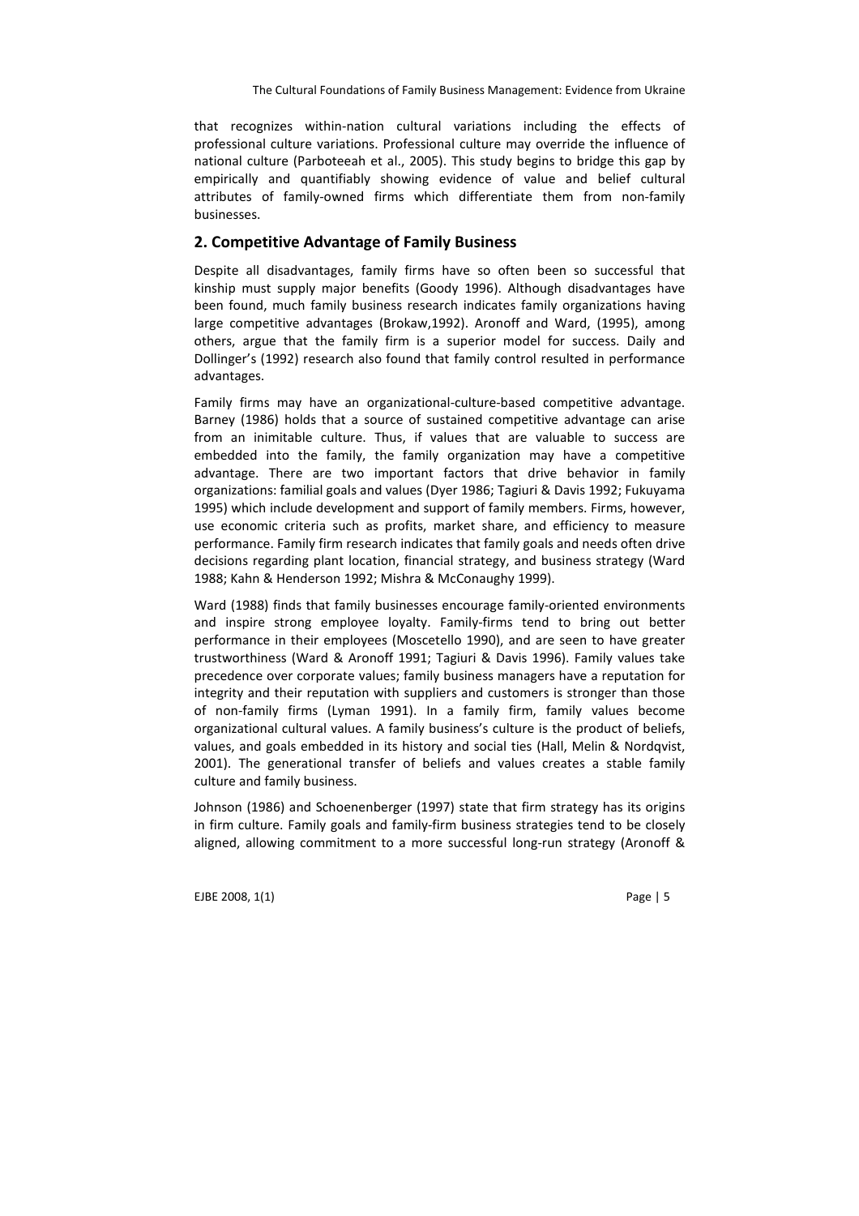that recognizes within-nation cultural variations including the effects of professional culture variations. Professional culture may override the influence of national culture (Parboteeah et al., 2005). This study begins to bridge this gap by empirically and quantifiably showing evidence of value and belief cultural attributes of family-owned firms which differentiate them from non-family businesses.

## 2. Competitive Advantage of Family Business

Despite all disadvantages, family firms have so often been so successful that kinship must supply major benefits (Goody 1996). Although disadvantages have been found, much family business research indicates family organizations having large competitive advantages (Brokaw,1992). Aronoff and Ward, (1995), among others, argue that the family firm is a superior model for success. Daily and Dollinger's (1992) research also found that family control resulted in performance advantages.

Family firms may have an organizational-culture-based competitive advantage. Barney (1986) holds that a source of sustained competitive advantage can arise from an inimitable culture. Thus, if values that are valuable to success are embedded into the family, the family organization may have a competitive advantage. There are two important factors that drive behavior in family organizations: familial goals and values (Dyer 1986; Tagiuri & Davis 1992; Fukuyama 1995) which include development and support of family members. Firms, however, use economic criteria such as profits, market share, and efficiency to measure performance. Family firm research indicates that family goals and needs often drive decisions regarding plant location, financial strategy, and business strategy (Ward 1988; Kahn & Henderson 1992; Mishra & McConaughy 1999).

Ward (1988) finds that family businesses encourage family-oriented environments and inspire strong employee loyalty. Family-firms tend to bring out better performance in their employees (Moscetello 1990), and are seen to have greater trustworthiness (Ward & Aronoff 1991; Tagiuri & Davis 1996). Family values take precedence over corporate values; family business managers have a reputation for integrity and their reputation with suppliers and customers is stronger than those of non-family firms (Lyman 1991). In a family firm, family values become organizational cultural values. A family business's culture is the product of beliefs, values, and goals embedded in its history and social ties (Hall, Melin & Nordqvist, 2001). The generational transfer of beliefs and values creates a stable family culture and family business.

Johnson (1986) and Schoenenberger (1997) state that firm strategy has its origins in firm culture. Family goals and family-firm business strategies tend to be closely aligned, allowing commitment to a more successful long-run strategy (Aronoff &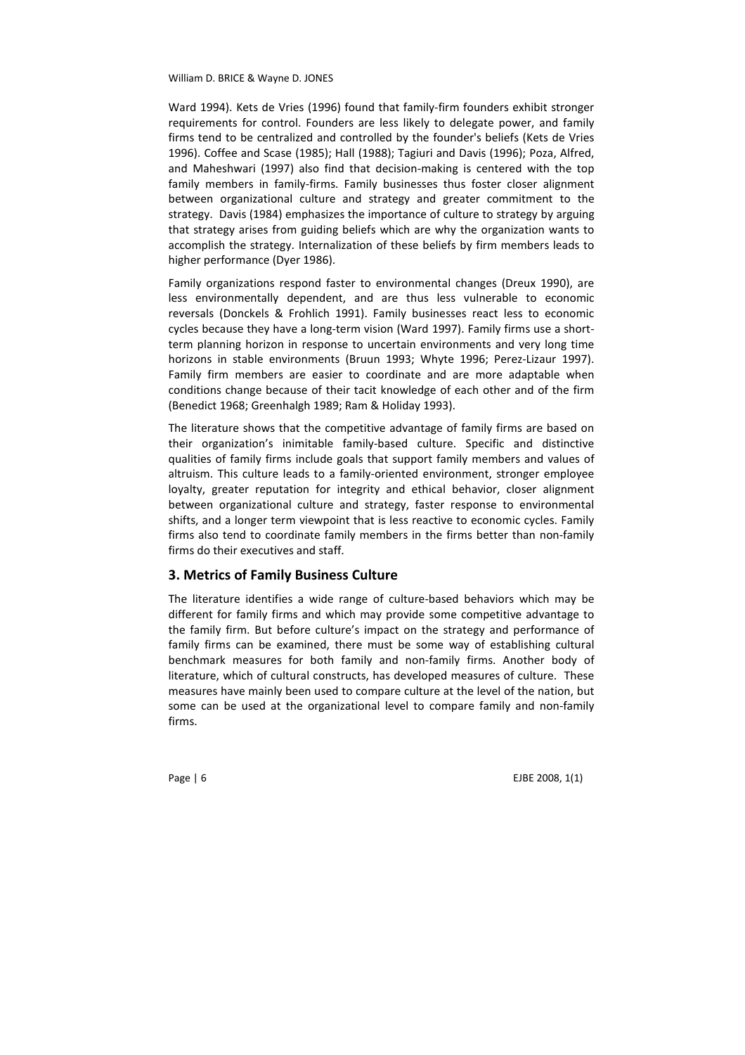Ward 1994). Kets de Vries (1996) found that family-firm founders exhibit stronger requirements for control. Founders are less likely to delegate power, and family firms tend to be centralized and controlled by the founder's beliefs (Kets de Vries 1996). Coffee and Scase (1985); Hall (1988); Tagiuri and Davis (1996); Poza, Alfred, and Maheshwari (1997) also find that decision-making is centered with the top family members in family-firms. Family businesses thus foster closer alignment between organizational culture and strategy and greater commitment to the strategy. Davis (1984) emphasizes the importance of culture to strategy by arguing that strategy arises from guiding beliefs which are why the organization wants to accomplish the strategy. Internalization of these beliefs by firm members leads to higher performance (Dyer 1986).

Family organizations respond faster to environmental changes (Dreux 1990), are less environmentally dependent, and are thus less vulnerable to economic reversals (Donckels & Frohlich 1991). Family businesses react less to economic cycles because they have a long-term vision (Ward 1997). Family firms use a short-term planning horizon in response to uncertain environments and very long time horizons in stable environments (Bruun 1993; Whyte 1996; Perez-Lizaur 1997). Family firm members are easier to coordinate and are more adaptable when conditions change because of their tacit knowledge of each other and of the firm (Benedict 1968; Greenhalgh 1989; Ram & Holiday 1993).

The literature shows that the competitive advantage of family firms are based on their organization's inimitable family-based culture. Specific and distinctive qualities of family firms include goals that support family members and values of altruism. This culture leads to a family-oriented environment, stronger employee loyalty, greater reputation for integrity and ethical behavior, closer alignment between organizational culture and strategy, faster response to environmental shifts, and a longer term viewpoint that is less reactive to economic cycles. Family firms also tend to coordinate family members in the firms better than non-family firms do their executives and staff.

## 3. Metrics of Family Business Culture

The literature identifies a wide range of culture-based behaviors which may be different for family firms and which may provide some competitive advantage to the family firm. But before culture's impact on the strategy and performance of family firms can be examined, there must be some way of establishing cultural benchmark measures for both family and non-family firms. Another body of literature, which of cultural constructs, has developed measures of culture. These measures have mainly been used to compare culture at the level of the nation, but some can be used at the organizational level to compare family and non-family firms.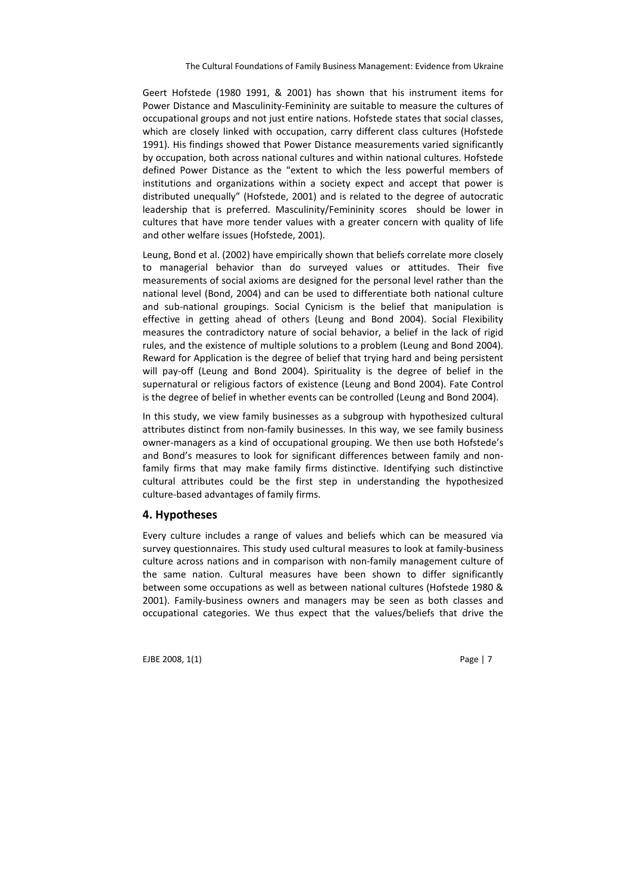Geert Hofstede (1980 1991, & 2001) has shown that his instrument items for Power Distance and Masculinity-Femininity are suitable to measure the cultures of occupational groups and not just entire nations. Hofstede states that social classes, which are closely linked with occupation, carry different class cultures (Hofstede 1991). His findings showed that Power Distance measurements varied significantly by occupation, both across national cultures and within national cultures. Hofstede defined Power Distance as the "extent to which the less powerful members of institutions and organizations within a society expect and accept that power is distributed unequally" (Hofstede, 2001) and is related to the degree of autocratic leadership that is preferred. Masculinity/Femininity scores should be lower in cultures that have more tender values with a greater concern with quality of life and other welfare issues (Hofstede, 2001).

Leung, Bond et al. (2002) have empirically shown that beliefs correlate more closely to managerial behavior than do surveyed values or attitudes. Their five measurements of social axioms are designed for the personal level rather than the national level (Bond, 2004) and can be used to differentiate both national culture and sub-national groupings. Social Cynicism is the belief that manipulation is effective in getting ahead of others (Leung and Bond 2004). Social Flexibility measures the contradictory nature of social behavior, a belief in the lack of rigid rules, and the existence of multiple solutions to a problem (Leung and Bond 2004). Reward for Application is the degree of belief that trying hard and being persistent will pay-off (Leung and Bond 2004). Spirituality is the degree of belief in the supernatural or religious factors of existence (Leung and Bond 2004). Fate Control is the degree of belief in whether events can be controlled (Leung and Bond 2004).

In this study, we view family businesses as a subgroup with hypothesized cultural attributes distinct from non-family businesses. In this way, we see family business owner-managers as a kind of occupational grouping. We then use both Hofstede's and Bond's measures to look for significant differences between family and non-family firms that may make family firms distinctive. Identifying such distinctive cultural attributes could be the first step in understanding the hypothesized culture-based advantages of family firms.

## 4. Hypotheses

Every culture includes a range of values and beliefs which can be measured via survey questionnaires. This study used cultural measures to look at family-business culture across nations and in comparison with non-family management culture of the same nation. Cultural measures have been shown to differ significantly between some occupations as well as between national cultures (Hofstede 1980 & 2001). Family-business owners and managers may be seen as both classes and occupational categories. We thus expect that the values/beliefs that drive the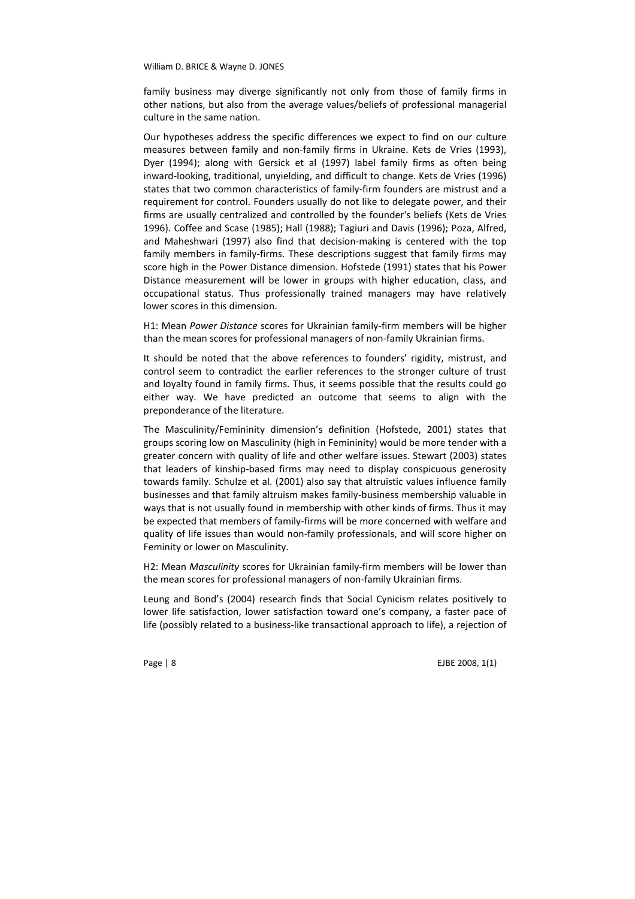family business may diverge significantly not only from those of family firms in other nations, but also from the average values/beliefs of professional managerial culture in the same nation.

Our hypotheses address the specific differences we expect to find on our culture measures between family and non-family firms in Ukraine. Kets de Vries (1993), Dyer (1994); along with Gersick et al (1997) label family firms as often being inward-looking, traditional, unyielding, and difficult to change. Kets de Vries (1996) states that two common characteristics of family-firm founders are mistrust and a requirement for control. Founders usually do not like to delegate power, and their firms are usually centralized and controlled by the founder's beliefs (Kets de Vries 1996). Coffee and Scase (1985); Hall (1988); Tagiuri and Davis (1996); Poza, Alfred, and Maheshwari (1997) also find that decision-making is centered with the top family members in family-firms. These descriptions suggest that family firms may score high in the Power Distance dimension. Hofstede (1991) states that his Power Distance measurement will be lower in groups with higher education, class, and occupational status. Thus professionally trained managers may have relatively lower scores in this dimension.

H1: Mean *Power Distance* scores for Ukrainian family-firm members will be higher than the mean scores for professional managers of non-family Ukrainian firms.

It should be noted that the above references to founders' rigidity, mistrust, and control seem to contradict the earlier references to the stronger culture of trust and loyalty found in family firms. Thus, it seems possible that the results could go either way. We have predicted an outcome that seems to align with the preponderance of the literature.

The Masculinity/Femininity dimension's definition (Hofstede, 2001) states that groups scoring low on Masculinity (high in Femininity) would be more tender with a greater concern with quality of life and other welfare issues. Stewart (2003) states that leaders of kinship-based firms may need to display conspicuous generosity towards family. Schulze et al. (2001) also say that altruistic values influence family businesses and that family altruism makes family-business membership valuable in ways that is not usually found in membership with other kinds of firms. Thus it may be expected that members of family-firms will be more concerned with welfare and quality of life issues than would non-family professionals, and will score higher on Feminity or lower on Masculinity.

H2: Mean *Masculinity* scores for Ukrainian family-firm members will be lower than the mean scores for professional managers of non-family Ukrainian firms.

Leung and Bond's (2004) research finds that Social Cynicism relates positively to lower life satisfaction, lower satisfaction toward one's company, a faster pace of life (possibly related to a business-like transactional approach to life), a rejection of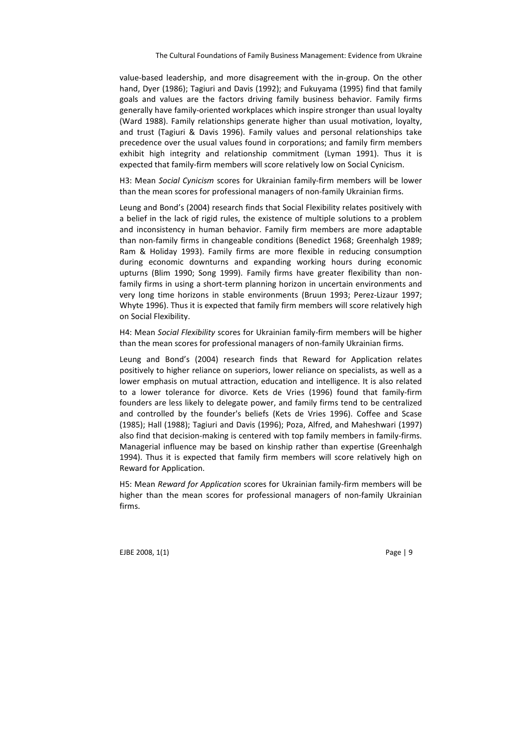value-based leadership, and more disagreement with the in-group. On the other hand, Dyer (1986); Tagiuri and Davis (1992); and Fukuyama (1995) find that family goals and values are the factors driving family business behavior. Family firms generally have family-oriented workplaces which inspire stronger than usual loyalty (Ward 1988). Family relationships generate higher than usual motivation, loyalty, and trust (Tagiuri & Davis 1996). Family values and personal relationships take precedence over the usual values found in corporations; and family firm members exhibit high integrity and relationship commitment (Lyman 1991). Thus it is expected that family-firm members will score relatively low on Social Cynicism.

H3: Mean *Social Cynicism* scores for Ukrainian family-firm members will be lower than the mean scores for professional managers of non-family Ukrainian firms.

Leung and Bond's (2004) research finds that Social Flexibility relates positively with a belief in the lack of rigid rules, the existence of multiple solutions to a problem and inconsistency in human behavior. Family firm members are more adaptable than non-family firms in changeable conditions (Benedict 1968; Greenhalgh 1989; Ram & Holiday 1993). Family firms are more flexible in reducing consumption during economic downturns and expanding working hours during economic upturns (Blim 1990; Song 1999). Family firms have greater flexibility than non-family firms in using a short-term planning horizon in uncertain environments and very long time horizons in stable environments (Bruun 1993; Perez-Lizaur 1997; Whyte 1996). Thus it is expected that family firm members will score relatively high on Social Flexibility.

H4: Mean *Social Flexibility* scores for Ukrainian family-firm members will be higher than the mean scores for professional managers of non-family Ukrainian firms.

Leung and Bond's (2004) research finds that Reward for Application relates positively to higher reliance on superiors, lower reliance on specialists, as well as a lower emphasis on mutual attraction, education and intelligence. It is also related to a lower tolerance for divorce. Kets de Vries (1996) found that family-firm founders are less likely to delegate power, and family firms tend to be centralized and controlled by the founder's beliefs (Kets de Vries 1996). Coffee and Scase (1985); Hall (1988); Tagiuri and Davis (1996); Poza, Alfred, and Maheshwari (1997) also find that decision-making is centered with top family members in family-firms. Managerial influence may be based on kinship rather than expertise (Greenhalgh 1994). Thus it is expected that family firm members will score relatively high on Reward for Application.

H5: Mean *Reward for Application* scores for Ukrainian family-firm members will be higher than the mean scores for professional managers of non-family Ukrainian firms.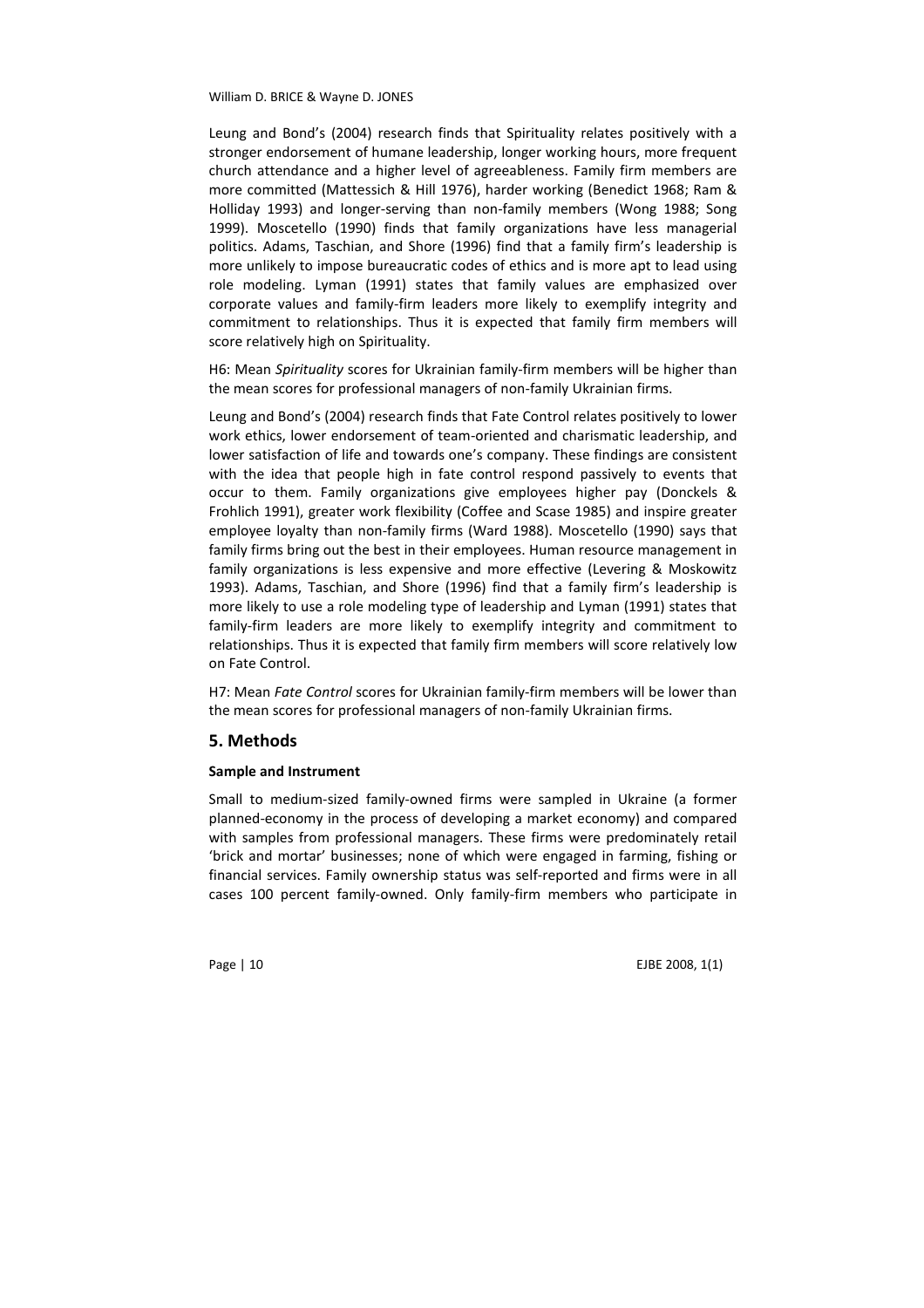Leung and Bond's (2004) research finds that Spirituality relates positively with a stronger endorsement of humane leadership, longer working hours, more frequent church attendance and a higher level of agreeableness. Family firm members are more committed (Mattessich & Hill 1976), harder working (Benedict 1968; Ram & Holliday 1993) and longer-serving than non-family members (Wong 1988; Song 1999). Moscetello (1990) finds that family organizations have less managerial politics. Adams, Taschian, and Shore (1996) find that a family firm's leadership is more unlikely to impose bureaucratic codes of ethics and is more apt to lead using role modeling. Lyman (1991) states that family values are emphasized over corporate values and family-firm leaders more likely to exemplify integrity and commitment to relationships. Thus it is expected that family firm members will score relatively high on Spirituality.

H6: Mean *Spirituality* scores for Ukrainian family-firm members will be higher than the mean scores for professional managers of non-family Ukrainian firms.

Leung and Bond's (2004) research finds that Fate Control relates positively to lower work ethics, lower endorsement of team-oriented and charismatic leadership, and lower satisfaction of life and towards one's company. These findings are consistent with the idea that people high in fate control respond passively to events that occur to them. Family organizations give employees higher pay (Donckels & Frohlich 1991), greater work flexibility (Coffee and Scase 1985) and inspire greater employee loyalty than non-family firms (Ward 1988). Moscetello (1990) says that family firms bring out the best in their employees. Human resource management in family organizations is less expensive and more effective (Levering & Moskowitz 1993). Adams, Taschian, and Shore (1996) find that a family firm's leadership is more likely to use a role modeling type of leadership and Lyman (1991) states that family-firm leaders are more likely to exemplify integrity and commitment to relationships. Thus it is expected that family firm members will score relatively low on Fate Control.

H7: Mean *Fate Control* scores for Ukrainian family-firm members will be lower than the mean scores for professional managers of non-family Ukrainian firms.

## 5. Methods

**Sample and Instrument**

Small to medium-sized family-owned firms were sampled in Ukraine (a former planned-economy in the process of developing a market economy) and compared with samples from professional managers. These firms were predominately retail 'brick and mortar' businesses; none of which were engaged in farming, fishing or financial services. Family ownership status was self-reported and firms were in all cases 100 percent family-owned. Only family-firm members who participate in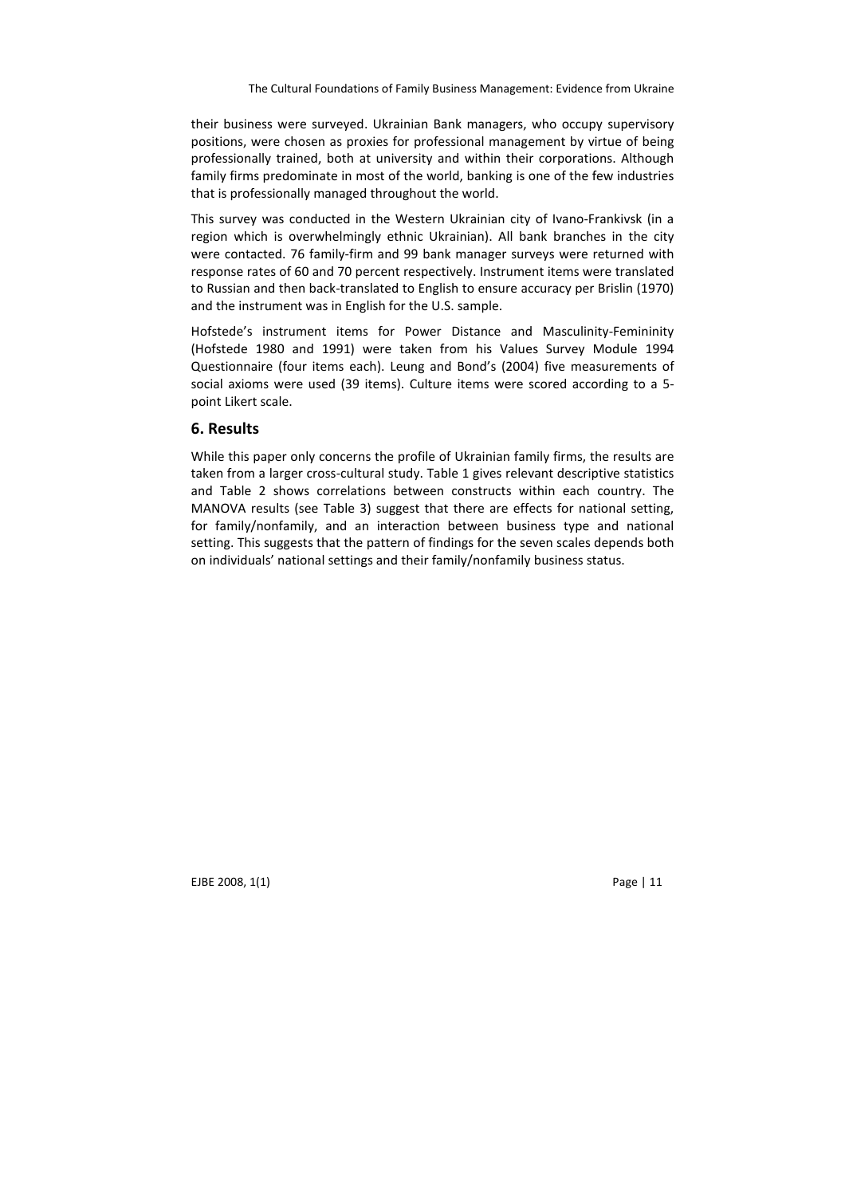their business were surveyed. Ukrainian Bank managers, who occupy supervisory positions, were chosen as proxies for professional management by virtue of being professionally trained, both at university and within their corporations. Although family firms predominate in most of the world, banking is one of the few industries that is professionally managed throughout the world.

This survey was conducted in the Western Ukrainian city of Ivano-Frankivsk (in a region which is overwhelmingly ethnic Ukrainian). All bank branches in the city were contacted. 76 family-firm and 99 bank manager surveys were returned with response rates of 60 and 70 percent respectively. Instrument items were translated to Russian and then back-translated to English to ensure accuracy per Brislin (1970) and the instrument was in English for the U.S. sample.

Hofstede's instrument items for Power Distance and Masculinity-Femininity (Hofstede 1980 and 1991) were taken from his Values Survey Module 1994 Questionnaire (four items each). Leung and Bond's (2004) five measurements of social axioms were used (39 items). Culture items were scored according to a 5-point Likert scale.

## 6. Results

While this paper only concerns the profile of Ukrainian family firms, the results are taken from a larger cross-cultural study. Table 1 gives relevant descriptive statistics and Table 2 shows correlations between constructs within each country. The MANOVA results (see Table 3) suggest that there are effects for national setting, for family/nonfamily, and an interaction between business type and national setting. This suggests that the pattern of findings for the seven scales depends both on individuals' national settings and their family/nonfamily business status.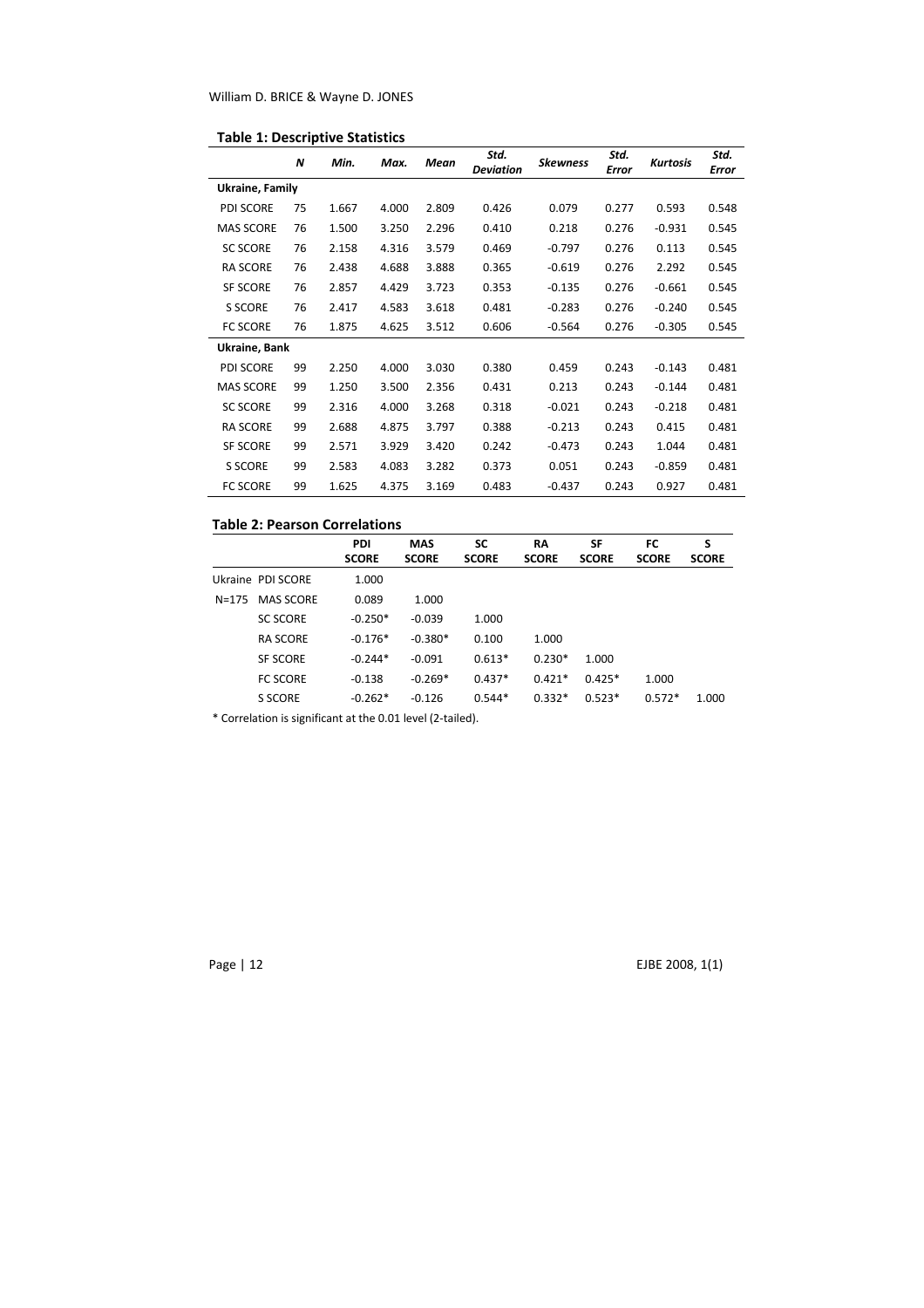**Table 1: Descriptive Statistics**

| | N | Min. | Max. | Mean | Std. Deviation | Skewness | Std. Error | Kurtosis | Std. Error |
|---|---|---|---|---|---|---|---|---|---|
| **Ukraine, Family** | | | | | | | | | |
| PDI SCORE | 75 | 1.667 | 4.000 | 2.809 | 0.426 | 0.079 | 0.277 | 0.593 | 0.548 |
| MAS SCORE | 76 | 1.500 | 3.250 | 2.296 | 0.410 | 0.218 | 0.276 | -0.931 | 0.545 |
| SC SCORE | 76 | 2.158 | 4.316 | 3.579 | 0.469 | -0.797 | 0.276 | 0.113 | 0.545 |
| RA SCORE | 76 | 2.438 | 4.688 | 3.888 | 0.365 | -0.619 | 0.276 | 2.292 | 0.545 |
| SF SCORE | 76 | 2.857 | 4.429 | 3.723 | 0.353 | -0.135 | 0.276 | -0.661 | 0.545 |
| S SCORE | 76 | 2.417 | 4.583 | 3.618 | 0.481 | -0.283 | 0.276 | -0.240 | 0.545 |
| FC SCORE | 76 | 1.875 | 4.625 | 3.512 | 0.606 | -0.564 | 0.276 | -0.305 | 0.545 |
| **Ukraine, Bank** | | | | | | | | | |
| PDI SCORE | 99 | 2.250 | 4.000 | 3.030 | 0.380 | 0.459 | 0.243 | -0.143 | 0.481 |
| MAS SCORE | 99 | 1.250 | 3.500 | 2.356 | 0.431 | 0.213 | 0.243 | -0.144 | 0.481 |
| SC SCORE | 99 | 2.316 | 4.000 | 3.268 | 0.318 | -0.021 | 0.243 | -0.218 | 0.481 |
| RA SCORE | 99 | 2.688 | 4.875 | 3.797 | 0.388 | -0.213 | 0.243 | 0.415 | 0.481 |
| SF SCORE | 99 | 2.571 | 3.929 | 3.420 | 0.242 | -0.473 | 0.243 | 1.044 | 0.481 |
| S SCORE | 99 | 2.583 | 4.083 | 3.282 | 0.373 | 0.051 | 0.243 | -0.859 | 0.481 |
| FC SCORE | 99 | 1.625 | 4.375 | 3.169 | 0.483 | -0.437 | 0.243 | 0.927 | 0.481 |

**Table 2: Pearson Correlations**

| | | PDI SCORE | MAS SCORE | SC SCORE | RA SCORE | SF SCORE | FC SCORE | S SCORE |
|---|---|---|---|---|---|---|---|---|
| Ukraine | PDI SCORE | 1.000 | | | | | | |
| N=175 | MAS SCORE | 0.089 | 1.000 | | | | | |
| | SC SCORE | -0.250* | -0.039 | 1.000 | | | | |
| | RA SCORE | -0.176* | -0.380* | 0.100 | 1.000 | | | |
| | SF SCORE | -0.244* | -0.091 | 0.613* | 0.230* | 1.000 | | |
| | FC SCORE | -0.138 | -0.269* | 0.437* | 0.421* | 0.425* | 1.000 | |
| | S SCORE | -0.262* | -0.126 | 0.544* | 0.332* | 0.523* | 0.572* | 1.000 |

* Correlation is significant at the 0.01 level (2-tailed).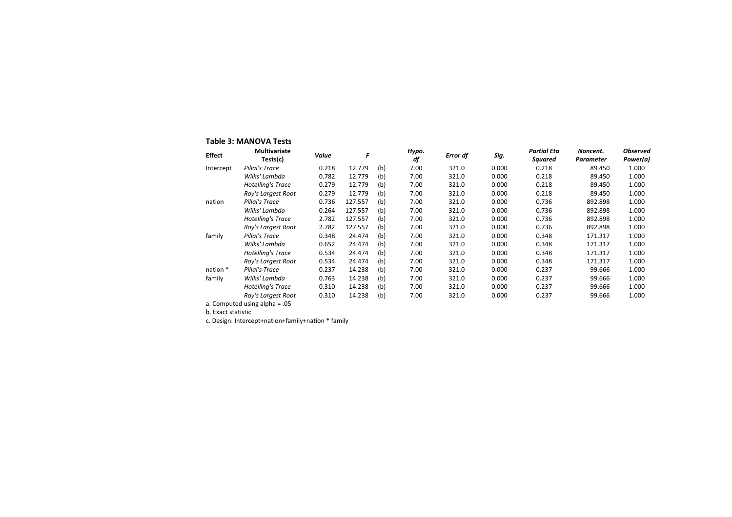**Table 3: MANOVA Tests**

| Effect | Multivariate Tests(c) | *Value* | *F* | | *Hypo. df* | *Error df* | *Sig.* | *Partial Eta Squared* | *Noncent. Parameter* | *Observed Power(a)* |
|---|---|---|---|---|---|---|---|---|---|---|
| Intercept | *Pillai's Trace* | 0.218 | 12.779 | (b) | 7.00 | 321.0 | 0.000 | 0.218 | 89.450 | 1.000 |
| | *Wilks' Lambda* | 0.782 | 12.779 | (b) | 7.00 | 321.0 | 0.000 | 0.218 | 89.450 | 1.000 |
| | *Hotelling's Trace* | 0.279 | 12.779 | (b) | 7.00 | 321.0 | 0.000 | 0.218 | 89.450 | 1.000 |
| | *Roy's Largest Root* | 0.279 | 12.779 | (b) | 7.00 | 321.0 | 0.000 | 0.218 | 89.450 | 1.000 |
| nation | *Pillai's Trace* | 0.736 | 127.557 | (b) | 7.00 | 321.0 | 0.000 | 0.736 | 892.898 | 1.000 |
| | *Wilks' Lambda* | 0.264 | 127.557 | (b) | 7.00 | 321.0 | 0.000 | 0.736 | 892.898 | 1.000 |
| | *Hotelling's Trace* | 2.782 | 127.557 | (b) | 7.00 | 321.0 | 0.000 | 0.736 | 892.898 | 1.000 |
| | *Roy's Largest Root* | 2.782 | 127.557 | (b) | 7.00 | 321.0 | 0.000 | 0.736 | 892.898 | 1.000 |
| family | *Pillai's Trace* | 0.348 | 24.474 | (b) | 7.00 | 321.0 | 0.000 | 0.348 | 171.317 | 1.000 |
| | *Wilks' Lambda* | 0.652 | 24.474 | (b) | 7.00 | 321.0 | 0.000 | 0.348 | 171.317 | 1.000 |
| | *Hotelling's Trace* | 0.534 | 24.474 | (b) | 7.00 | 321.0 | 0.000 | 0.348 | 171.317 | 1.000 |
| | *Roy's Largest Root* | 0.534 | 24.474 | (b) | 7.00 | 321.0 | 0.000 | 0.348 | 171.317 | 1.000 |
| nation * family | *Pillai's Trace* | 0.237 | 14.238 | (b) | 7.00 | 321.0 | 0.000 | 0.237 | 99.666 | 1.000 |
| | *Wilks' Lambda* | 0.763 | 14.238 | (b) | 7.00 | 321.0 | 0.000 | 0.237 | 99.666 | 1.000 |
| | *Hotelling's Trace* | 0.310 | 14.238 | (b) | 7.00 | 321.0 | 0.000 | 0.237 | 99.666 | 1.000 |
| | *Roy's Largest Root* | 0.310 | 14.238 | (b) | 7.00 | 321.0 | 0.000 | 0.237 | 99.666 | 1.000 |

a. Computed using alpha = .05

b. Exact statistic

c. Design: Intercept+nation+family+nation * family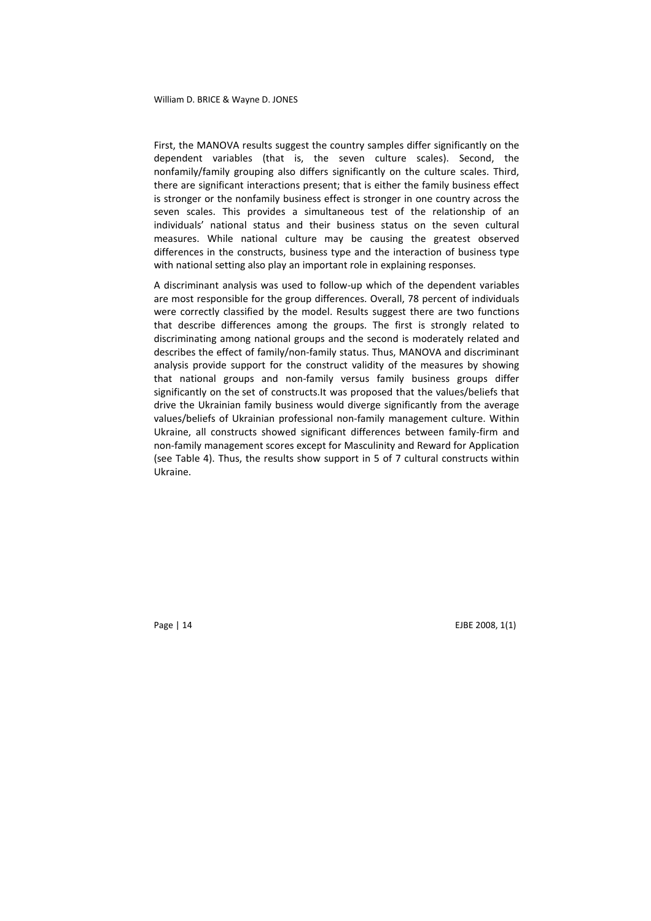First, the MANOVA results suggest the country samples differ significantly on the dependent variables (that is, the seven culture scales). Second, the nonfamily/family grouping also differs significantly on the culture scales. Third, there are significant interactions present; that is either the family business effect is stronger or the nonfamily business effect is stronger in one country across the seven scales. This provides a simultaneous test of the relationship of an individuals' national status and their business status on the seven cultural measures. While national culture may be causing the greatest observed differences in the constructs, business type and the interaction of business type with national setting also play an important role in explaining responses.

A discriminant analysis was used to follow-up which of the dependent variables are most responsible for the group differences. Overall, 78 percent of individuals were correctly classified by the model. Results suggest there are two functions that describe differences among the groups. The first is strongly related to discriminating among national groups and the second is moderately related and describes the effect of family/non-family status. Thus, MANOVA and discriminant analysis provide support for the construct validity of the measures by showing that national groups and non-family versus family business groups differ significantly on the set of constructs.It was proposed that the values/beliefs that drive the Ukrainian family business would diverge significantly from the average values/beliefs of Ukrainian professional non-family management culture. Within Ukraine, all constructs showed significant differences between family-firm and non-family management scores except for Masculinity and Reward for Application (see Table 4). Thus, the results show support in 5 of 7 cultural constructs within Ukraine.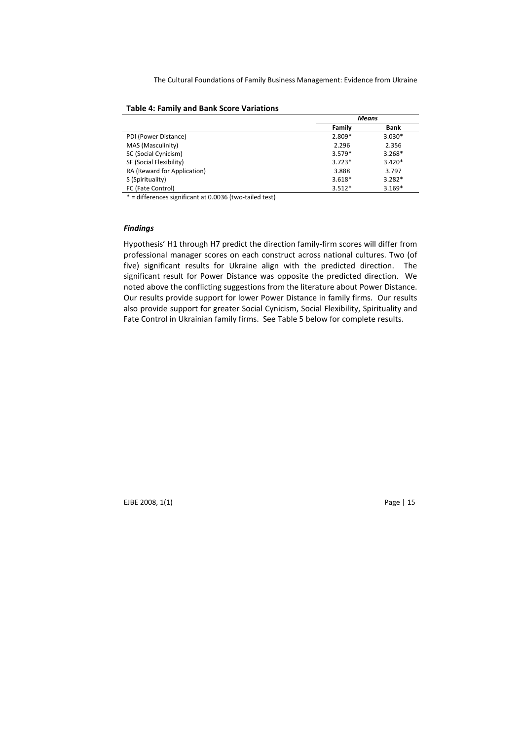**Table 4: Family and Bank Score Variations**

| | *Means* | |
|---|---|---|
| | **Family** | **Bank** |
| PDI (Power Distance) | 2.809* | 3.030* |
| MAS (Masculinity) | 2.296 | 2.356 |
| SC (Social Cynicism) | 3.579* | 3.268* |
| SF (Social Flexibility) | 3.723* | 3.420* |
| RA (Reward for Application) | 3.888 | 3.797 |
| S (Spirituality) | 3.618* | 3.282* |
| FC (Fate Control) | 3.512* | 3.169* |

* = differences significant at 0.0036 (two-tailed test)

### *Findings*

Hypothesis' H1 through H7 predict the direction family-firm scores will differ from professional manager scores on each construct across national cultures. Two (of five) significant results for Ukraine align with the predicted direction. The significant result for Power Distance was opposite the predicted direction. We noted above the conflicting suggestions from the literature about Power Distance. Our results provide support for lower Power Distance in family firms. Our results also provide support for greater Social Cynicism, Social Flexibility, Spirituality and Fate Control in Ukrainian family firms. See Table 5 below for complete results.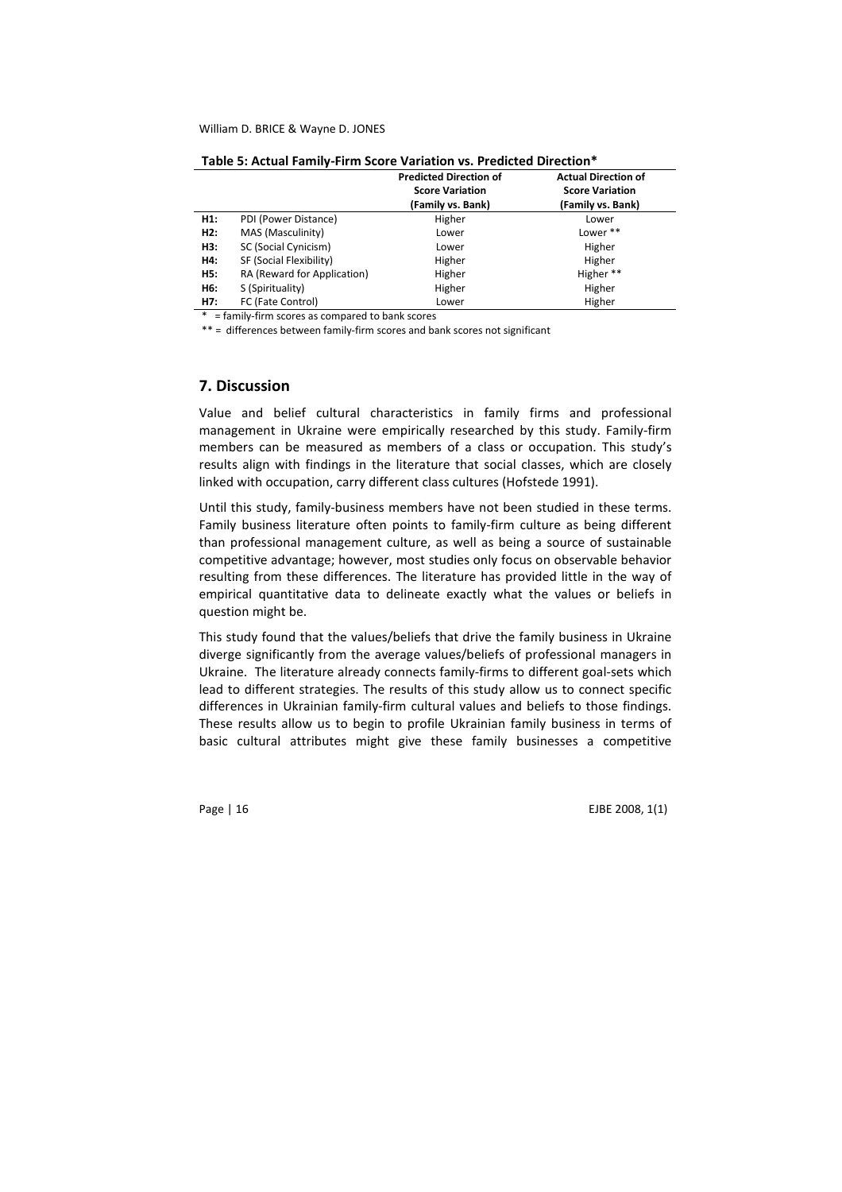**Table 5: Actual Family-Firm Score Variation vs. Predicted Direction***

| | | Predicted Direction of Score Variation (Family vs. Bank) | Actual Direction of Score Variation (Family vs. Bank) |
|---|---|---|---|
| **H1:** | PDI (Power Distance) | Higher | Lower |
| **H2:** | MAS (Masculinity) | Lower | Lower ** |
| **H3:** | SC (Social Cynicism) | Lower | Higher |
| **H4:** | SF (Social Flexibility) | Higher | Higher |
| **H5:** | RA (Reward for Application) | Higher | Higher ** |
| **H6:** | S (Spirituality) | Higher | Higher |
| **H7:** | FC (Fate Control) | Lower | Higher |

\* = family-firm scores as compared to bank scores

** = differences between family-firm scores and bank scores not significant

## 7. Discussion

Value and belief cultural characteristics in family firms and professional management in Ukraine were empirically researched by this study. Family-firm members can be measured as members of a class or occupation. This study's results align with findings in the literature that social classes, which are closely linked with occupation, carry different class cultures (Hofstede 1991).

Until this study, family-business members have not been studied in these terms. Family business literature often points to family-firm culture as being different than professional management culture, as well as being a source of sustainable competitive advantage; however, most studies only focus on observable behavior resulting from these differences. The literature has provided little in the way of empirical quantitative data to delineate exactly what the values or beliefs in question might be.

This study found that the values/beliefs that drive the family business in Ukraine diverge significantly from the average values/beliefs of professional managers in Ukraine. The literature already connects family-firms to different goal-sets which lead to different strategies. The results of this study allow us to connect specific differences in Ukrainian family-firm cultural values and beliefs to those findings. These results allow us to begin to profile Ukrainian family business in terms of basic cultural attributes might give these family businesses a competitive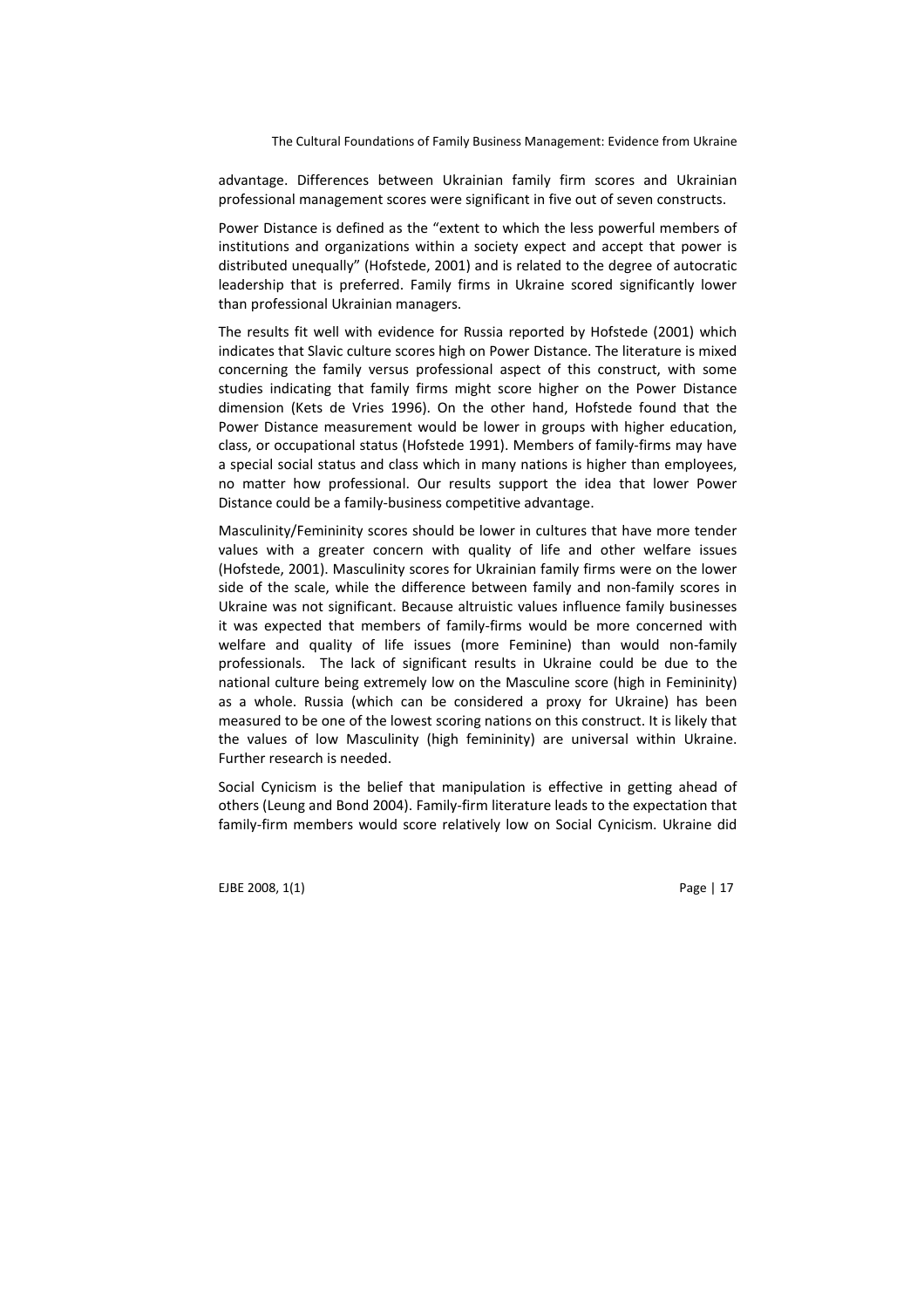advantage. Differences between Ukrainian family firm scores and Ukrainian professional management scores were significant in five out of seven constructs.

Power Distance is defined as the "extent to which the less powerful members of institutions and organizations within a society expect and accept that power is distributed unequally" (Hofstede, 2001) and is related to the degree of autocratic leadership that is preferred. Family firms in Ukraine scored significantly lower than professional Ukrainian managers.

The results fit well with evidence for Russia reported by Hofstede (2001) which indicates that Slavic culture scores high on Power Distance. The literature is mixed concerning the family versus professional aspect of this construct, with some studies indicating that family firms might score higher on the Power Distance dimension (Kets de Vries 1996). On the other hand, Hofstede found that the Power Distance measurement would be lower in groups with higher education, class, or occupational status (Hofstede 1991). Members of family-firms may have a special social status and class which in many nations is higher than employees, no matter how professional. Our results support the idea that lower Power Distance could be a family-business competitive advantage.

Masculinity/Femininity scores should be lower in cultures that have more tender values with a greater concern with quality of life and other welfare issues (Hofstede, 2001). Masculinity scores for Ukrainian family firms were on the lower side of the scale, while the difference between family and non-family scores in Ukraine was not significant. Because altruistic values influence family businesses it was expected that members of family-firms would be more concerned with welfare and quality of life issues (more Feminine) than would non-family professionals. The lack of significant results in Ukraine could be due to the national culture being extremely low on the Masculine score (high in Femininity) as a whole. Russia (which can be considered a proxy for Ukraine) has been measured to be one of the lowest scoring nations on this construct. It is likely that the values of low Masculinity (high femininity) are universal within Ukraine. Further research is needed.

Social Cynicism is the belief that manipulation is effective in getting ahead of others (Leung and Bond 2004). Family-firm literature leads to the expectation that family-firm members would score relatively low on Social Cynicism. Ukraine did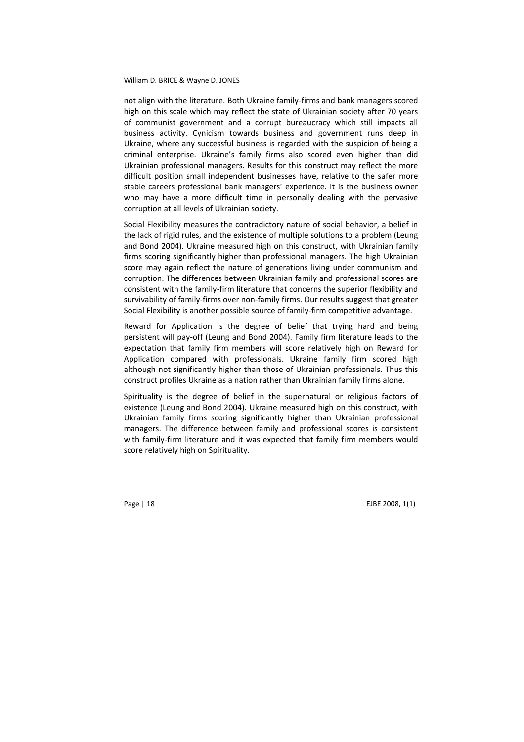not align with the literature. Both Ukraine family-firms and bank managers scored high on this scale which may reflect the state of Ukrainian society after 70 years of communist government and a corrupt bureaucracy which still impacts all business activity. Cynicism towards business and government runs deep in Ukraine, where any successful business is regarded with the suspicion of being a criminal enterprise. Ukraine's family firms also scored even higher than did Ukrainian professional managers. Results for this construct may reflect the more difficult position small independent businesses have, relative to the safer more stable careers professional bank managers' experience. It is the business owner who may have a more difficult time in personally dealing with the pervasive corruption at all levels of Ukrainian society.

Social Flexibility measures the contradictory nature of social behavior, a belief in the lack of rigid rules, and the existence of multiple solutions to a problem (Leung and Bond 2004). Ukraine measured high on this construct, with Ukrainian family firms scoring significantly higher than professional managers. The high Ukrainian score may again reflect the nature of generations living under communism and corruption. The differences between Ukrainian family and professional scores are consistent with the family-firm literature that concerns the superior flexibility and survivability of family-firms over non-family firms. Our results suggest that greater Social Flexibility is another possible source of family-firm competitive advantage.

Reward for Application is the degree of belief that trying hard and being persistent will pay-off (Leung and Bond 2004). Family firm literature leads to the expectation that family firm members will score relatively high on Reward for Application compared with professionals. Ukraine family firm scored high although not significantly higher than those of Ukrainian professionals. Thus this construct profiles Ukraine as a nation rather than Ukrainian family firms alone.

Spirituality is the degree of belief in the supernatural or religious factors of existence (Leung and Bond 2004). Ukraine measured high on this construct, with Ukrainian family firms scoring significantly higher than Ukrainian professional managers. The difference between family and professional scores is consistent with family-firm literature and it was expected that family firm members would score relatively high on Spirituality.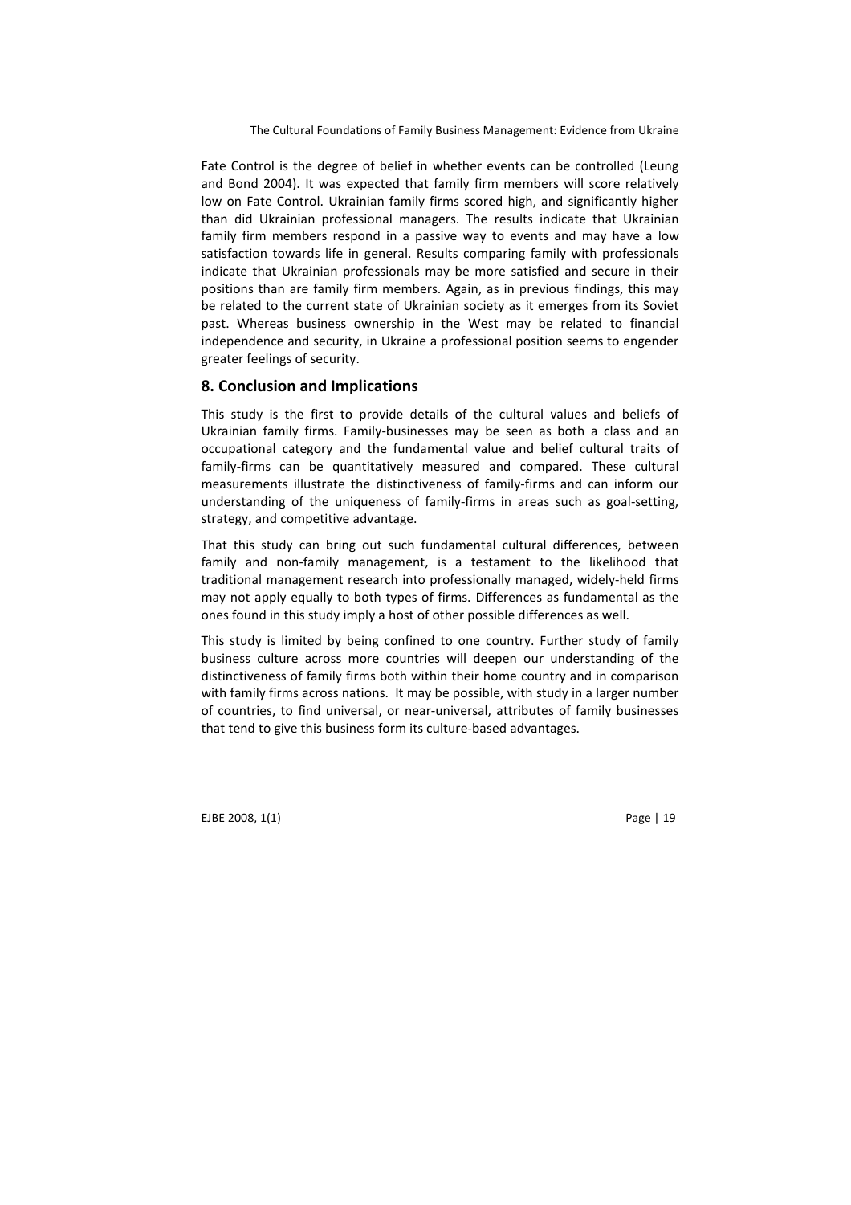Fate Control is the degree of belief in whether events can be controlled (Leung and Bond 2004). It was expected that family firm members will score relatively low on Fate Control. Ukrainian family firms scored high, and significantly higher than did Ukrainian professional managers. The results indicate that Ukrainian family firm members respond in a passive way to events and may have a low satisfaction towards life in general. Results comparing family with professionals indicate that Ukrainian professionals may be more satisfied and secure in their positions than are family firm members. Again, as in previous findings, this may be related to the current state of Ukrainian society as it emerges from its Soviet past. Whereas business ownership in the West may be related to financial independence and security, in Ukraine a professional position seems to engender greater feelings of security.

## 8. Conclusion and Implications

This study is the first to provide details of the cultural values and beliefs of Ukrainian family firms. Family-businesses may be seen as both a class and an occupational category and the fundamental value and belief cultural traits of family-firms can be quantitatively measured and compared. These cultural measurements illustrate the distinctiveness of family-firms and can inform our understanding of the uniqueness of family-firms in areas such as goal-setting, strategy, and competitive advantage.

That this study can bring out such fundamental cultural differences, between family and non-family management, is a testament to the likelihood that traditional management research into professionally managed, widely-held firms may not apply equally to both types of firms. Differences as fundamental as the ones found in this study imply a host of other possible differences as well.

This study is limited by being confined to one country. Further study of family business culture across more countries will deepen our understanding of the distinctiveness of family firms both within their home country and in comparison with family firms across nations. It may be possible, with study in a larger number of countries, to find universal, or near-universal, attributes of family businesses that tend to give this business form its culture-based advantages.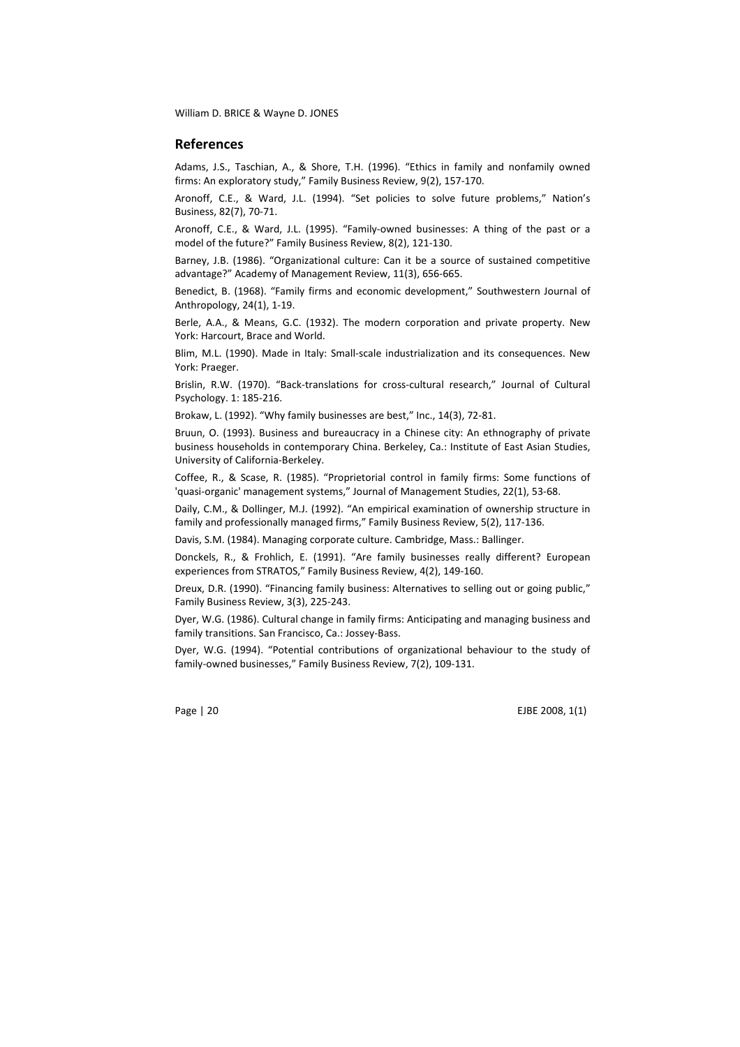## References

Adams, J.S., Taschian, A., & Shore, T.H. (1996). "Ethics in family and nonfamily owned firms: An exploratory study," Family Business Review, 9(2), 157-170.

Aronoff, C.E., & Ward, J.L. (1994). "Set policies to solve future problems," Nation's Business, 82(7), 70-71.

Aronoff, C.E., & Ward, J.L. (1995). "Family-owned businesses: A thing of the past or a model of the future?" Family Business Review, 8(2), 121-130.

Barney, J.B. (1986). "Organizational culture: Can it be a source of sustained competitive advantage?" Academy of Management Review, 11(3), 656-665.

Benedict, B. (1968). "Family firms and economic development," Southwestern Journal of Anthropology, 24(1), 1-19.

Berle, A.A., & Means, G.C. (1932). The modern corporation and private property. New York: Harcourt, Brace and World.

Blim, M.L. (1990). Made in Italy: Small-scale industrialization and its consequences. New York: Praeger.

Brislin, R.W. (1970). "Back-translations for cross-cultural research," Journal of Cultural Psychology. 1: 185-216.

Brokaw, L. (1992). "Why family businesses are best," Inc., 14(3), 72-81.

Bruun, O. (1993). Business and bureaucracy in a Chinese city: An ethnography of private business households in contemporary China. Berkeley, Ca.: Institute of East Asian Studies, University of California-Berkeley.

Coffee, R., & Scase, R. (1985). "Proprietorial control in family firms: Some functions of 'quasi-organic' management systems," Journal of Management Studies, 22(1), 53-68.

Daily, C.M., & Dollinger, M.J. (1992). "An empirical examination of ownership structure in family and professionally managed firms," Family Business Review, 5(2), 117-136.

Davis, S.M. (1984). Managing corporate culture. Cambridge, Mass.: Ballinger.

Donckels, R., & Frohlich, E. (1991). "Are family businesses really different? European experiences from STRATOS," Family Business Review, 4(2), 149-160.

Dreux, D.R. (1990). "Financing family business: Alternatives to selling out or going public," Family Business Review, 3(3), 225-243.

Dyer, W.G. (1986). Cultural change in family firms: Anticipating and managing business and family transitions. San Francisco, Ca.: Jossey-Bass.

Dyer, W.G. (1994). "Potential contributions of organizational behaviour to the study of family-owned businesses," Family Business Review, 7(2), 109-131.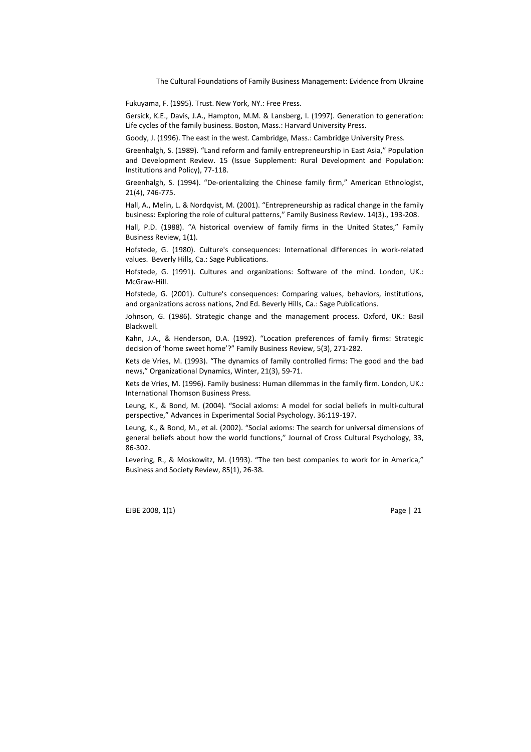Fukuyama, F. (1995). Trust. New York, NY.: Free Press.

Gersick, K.E., Davis, J.A., Hampton, M.M. & Lansberg, I. (1997). Generation to generation: Life cycles of the family business. Boston, Mass.: Harvard University Press.

Goody, J. (1996). The east in the west. Cambridge, Mass.: Cambridge University Press.

Greenhalgh, S. (1989). "Land reform and family entrepreneurship in East Asia," Population and Development Review. 15 (Issue Supplement: Rural Development and Population: Institutions and Policy), 77-118.

Greenhalgh, S. (1994). "De-orientalizing the Chinese family firm," American Ethnologist, 21(4), 746-775.

Hall, A., Melin, L. & Nordqvist, M. (2001). "Entrepreneurship as radical change in the family business: Exploring the role of cultural patterns," Family Business Review. 14(3)., 193-208.

Hall, P.D. (1988). "A historical overview of family firms in the United States," Family Business Review, 1(1).

Hofstede, G. (1980). Culture's consequences: International differences in work-related values. Beverly Hills, Ca.: Sage Publications.

Hofstede, G. (1991). Cultures and organizations: Software of the mind. London, UK.: McGraw-Hill.

Hofstede, G. (2001). Culture's consequences: Comparing values, behaviors, institutions, and organizations across nations, 2nd Ed. Beverly Hills, Ca.: Sage Publications.

Johnson, G. (1986). Strategic change and the management process. Oxford, UK.: Basil Blackwell.

Kahn, J.A., & Henderson, D.A. (1992). "Location preferences of family firms: Strategic decision of 'home sweet home'?" Family Business Review, 5(3), 271-282.

Kets de Vries, M. (1993). "The dynamics of family controlled firms: The good and the bad news," Organizational Dynamics, Winter, 21(3), 59-71.

Kets de Vries, M. (1996). Family business: Human dilemmas in the family firm. London, UK.: International Thomson Business Press.

Leung, K., & Bond, M. (2004). "Social axioms: A model for social beliefs in multi-cultural perspective," Advances in Experimental Social Psychology. 36:119-197.

Leung, K., & Bond, M., et al. (2002). "Social axioms: The search for universal dimensions of general beliefs about how the world functions," Journal of Cross Cultural Psychology, 33, 86-302.

Levering, R., & Moskowitz, M. (1993). "The ten best companies to work for in America," Business and Society Review, 85(1), 26-38.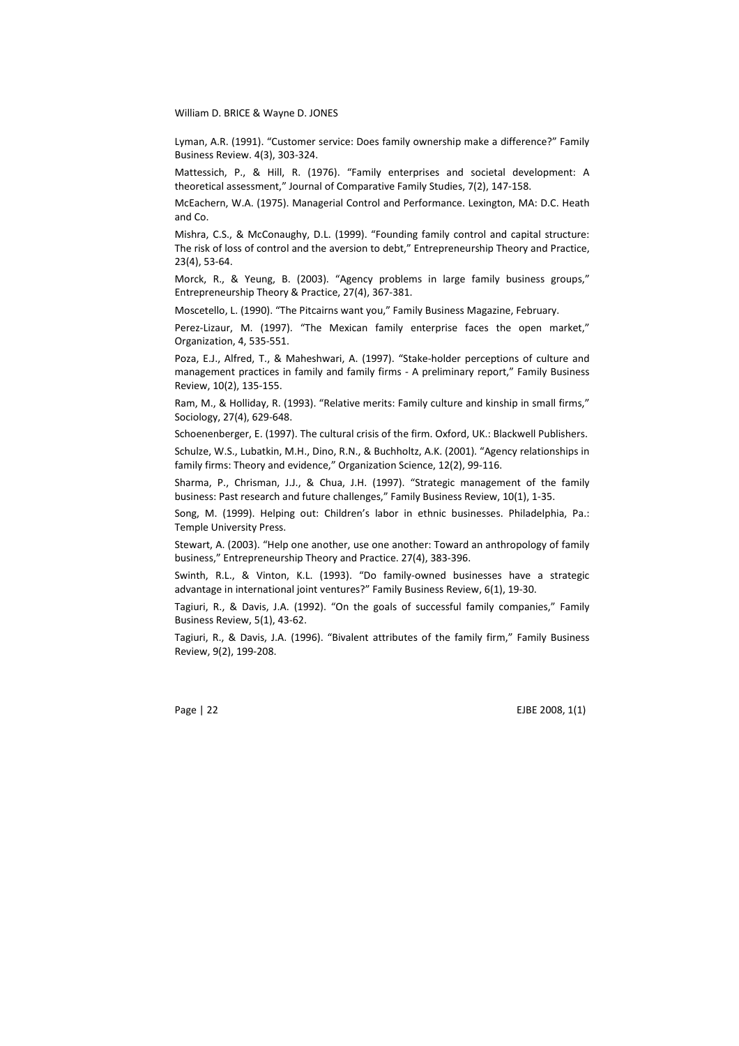Lyman, A.R. (1991). “Customer service: Does family ownership make a difference?” Family Business Review. 4(3), 303-324.

Mattessich, P., & Hill, R. (1976). “Family enterprises and societal development: A theoretical assessment,” Journal of Comparative Family Studies, 7(2), 147-158.

McEachern, W.A. (1975). Managerial Control and Performance. Lexington, MA: D.C. Heath and Co.

Mishra, C.S., & McConaughy, D.L. (1999). “Founding family control and capital structure: The risk of loss of control and the aversion to debt,” Entrepreneurship Theory and Practice, 23(4), 53-64.

Morck, R., & Yeung, B. (2003). “Agency problems in large family business groups,” Entrepreneurship Theory & Practice, 27(4), 367-381.

Moscetello, L. (1990). “The Pitcairns want you,” Family Business Magazine, February.

Perez-Lizaur, M. (1997). “The Mexican family enterprise faces the open market,” Organization, 4, 535-551.

Poza, E.J., Alfred, T., & Maheshwari, A. (1997). “Stake-holder perceptions of culture and management practices in family and family firms - A preliminary report,” Family Business Review, 10(2), 135-155.

Ram, M., & Holliday, R. (1993). “Relative merits: Family culture and kinship in small firms,” Sociology, 27(4), 629-648.

Schoenenberger, E. (1997). The cultural crisis of the firm. Oxford, UK.: Blackwell Publishers.

Schulze, W.S., Lubatkin, M.H., Dino, R.N., & Buchholtz, A.K. (2001). “Agency relationships in family firms: Theory and evidence,” Organization Science, 12(2), 99-116.

Sharma, P., Chrisman, J.J., & Chua, J.H. (1997). “Strategic management of the family business: Past research and future challenges,” Family Business Review, 10(1), 1-35.

Song, M. (1999). Helping out: Children’s labor in ethnic businesses. Philadelphia, Pa.: Temple University Press.

Stewart, A. (2003). “Help one another, use one another: Toward an anthropology of family business,” Entrepreneurship Theory and Practice. 27(4), 383-396.

Swinth, R.L., & Vinton, K.L. (1993). “Do family-owned businesses have a strategic advantage in international joint ventures?” Family Business Review, 6(1), 19-30.

Tagiuri, R., & Davis, J.A. (1992). “On the goals of successful family companies,” Family Business Review, 5(1), 43-62.

Tagiuri, R., & Davis, J.A. (1996). “Bivalent attributes of the family firm,” Family Business Review, 9(2), 199-208.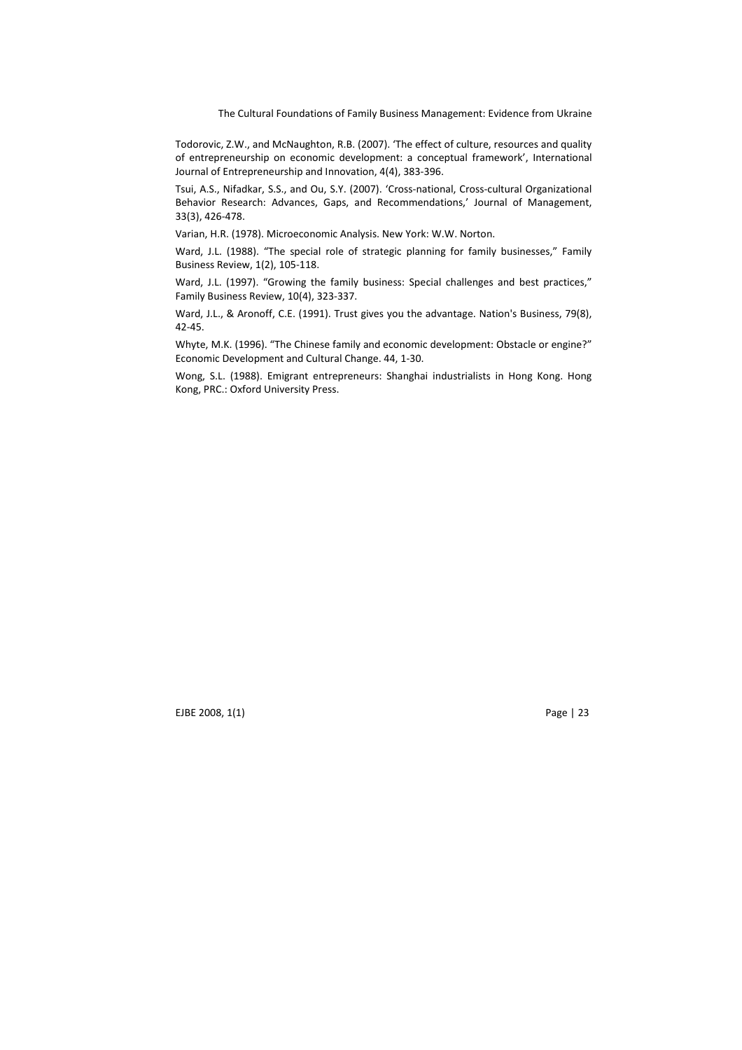Todorovic, Z.W., and McNaughton, R.B. (2007). 'The effect of culture, resources and quality of entrepreneurship on economic development: a conceptual framework', International Journal of Entrepreneurship and Innovation, 4(4), 383-396.

Tsui, A.S., Nifadkar, S.S., and Ou, S.Y. (2007). 'Cross-national, Cross-cultural Organizational Behavior Research: Advances, Gaps, and Recommendations,' Journal of Management, 33(3), 426-478.

Varian, H.R. (1978). Microeconomic Analysis. New York: W.W. Norton.

Ward, J.L. (1988). "The special role of strategic planning for family businesses," Family Business Review, 1(2), 105-118.

Ward, J.L. (1997). "Growing the family business: Special challenges and best practices," Family Business Review, 10(4), 323-337.

Ward, J.L., & Aronoff, C.E. (1991). Trust gives you the advantage. Nation's Business, 79(8), 42-45.

Whyte, M.K. (1996). "The Chinese family and economic development: Obstacle or engine?" Economic Development and Cultural Change. 44, 1-30.

Wong, S.L. (1988). Emigrant entrepreneurs: Shanghai industrialists in Hong Kong. Hong Kong, PRC.: Oxford University Press.